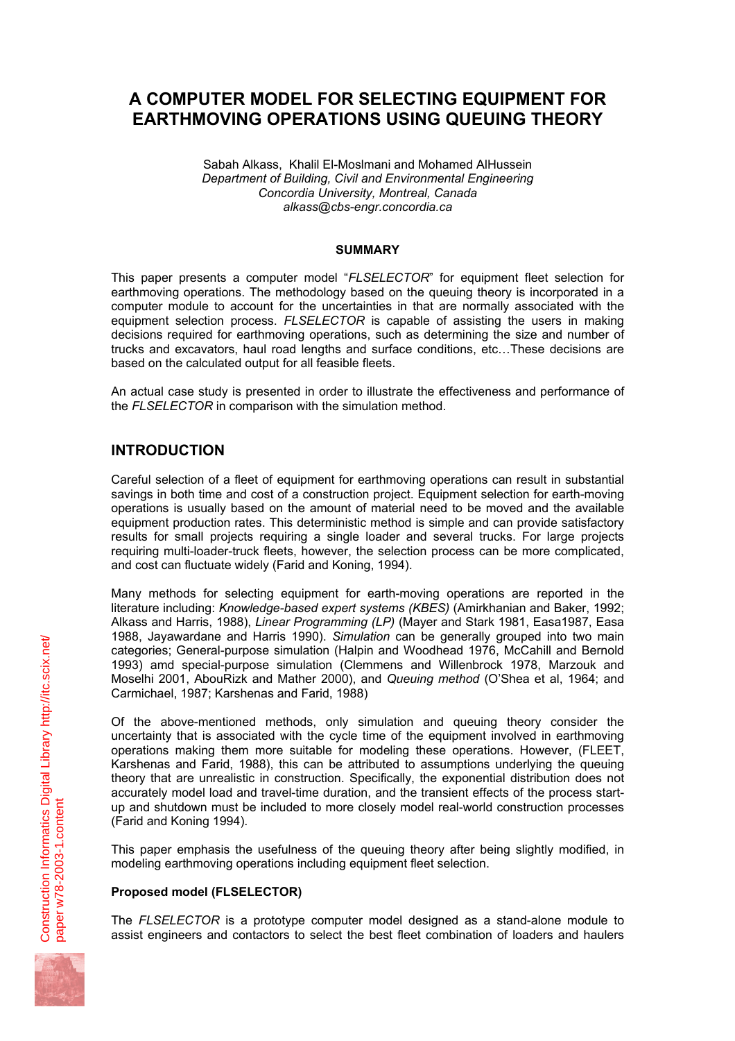# A COMPUTER MODEL FOR SELECTING EQUIPMENT FOR EARTHMOVING OPERATIONS USING QUEUING THEORY

Sabah Alkass, Khalil El-Moslmani and Mohamed AlHussein
*Department of Building, Civil and Environmental Engineering*
*Concordia University, Montreal, Canada*
*alkass@cbs-engr.concordia.ca*

**SUMMARY**

This paper presents a computer model "*FLSELECTOR*" for equipment fleet selection for earthmoving operations. The methodology based on the queuing theory is incorporated in a computer module to account for the uncertainties in that are normally associated with the equipment selection process. *FLSELECTOR* is capable of assisting the users in making decisions required for earthmoving operations, such as determining the size and number of trucks and excavators, haul road lengths and surface conditions, etc…These decisions are based on the calculated output for all feasible fleets.

An actual case study is presented in order to illustrate the effectiveness and performance of the *FLSELECTOR* in comparison with the simulation method.

## INTRODUCTION

Careful selection of a fleet of equipment for earthmoving operations can result in substantial savings in both time and cost of a construction project. Equipment selection for earth-moving operations is usually based on the amount of material need to be moved and the available equipment production rates. This deterministic method is simple and can provide satisfactory results for small projects requiring a single loader and several trucks. For large projects requiring multi-loader-truck fleets, however, the selection process can be more complicated, and cost can fluctuate widely (Farid and Koning, 1994).

Many methods for selecting equipment for earth-moving operations are reported in the literature including: *Knowledge-based expert systems (KBES)* (Amirkhanian and Baker, 1992; Alkass and Harris, 1988), *Linear Programming (LP)* (Mayer and Stark 1981, Easa1987, Easa 1988, Jayawardane and Harris 1990). *Simulation* can be generally grouped into two main categories; General-purpose simulation (Halpin and Woodhead 1976, McCahill and Bernold 1993) amd special-purpose simulation (Clemmens and Willenbrock 1978, Marzouk and Moselhi 2001, AbouRizk and Mather 2000), and *Queuing method* (O'Shea et al, 1964; and Carmichael, 1987; Karshenas and Farid, 1988)

Of the above-mentioned methods, only simulation and queuing theory consider the uncertainty that is associated with the cycle time of the equipment involved in earthmoving operations making them more suitable for modeling these operations. However, (FLEET, Karshenas and Farid, 1988), this can be attributed to assumptions underlying the queuing theory that are unrealistic in construction. Specifically, the exponential distribution does not accurately model load and travel-time duration, and the transient effects of the process start-up and shutdown must be included to more closely model real-world construction processes (Farid and Koning 1994).

This paper emphasis the usefulness of the queuing theory after being slightly modified, in modeling earthmoving operations including equipment fleet selection.

**Proposed model (FLSELECTOR)**

The *FLSELECTOR* is a prototype computer model designed as a stand-alone module to assist engineers and contactors to select the best fleet combination of loaders and haulers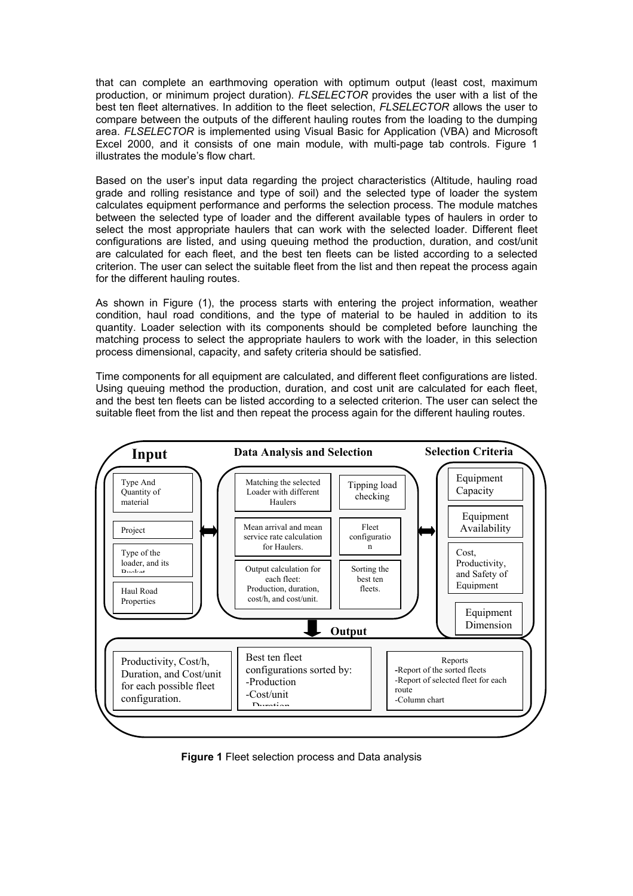that can complete an earthmoving operation with optimum output (least cost, maximum production, or minimum project duration). *FLSELECTOR* provides the user with a list of the best ten fleet alternatives. In addition to the fleet selection, *FLSELECTOR* allows the user to compare between the outputs of the different hauling routes from the loading to the dumping area. *FLSELECTOR* is implemented using Visual Basic for Application (VBA) and Microsoft Excel 2000, and it consists of one main module, with multi-page tab controls. Figure 1 illustrates the module's flow chart.

Based on the user's input data regarding the project characteristics (Altitude, hauling road grade and rolling resistance and type of soil) and the selected type of loader the system calculates equipment performance and performs the selection process. The module matches between the selected type of loader and the different available types of haulers in order to select the most appropriate haulers that can work with the selected loader. Different fleet configurations are listed, and using queuing method the production, duration, and cost/unit are calculated for each fleet, and the best ten fleets can be listed according to a selected criterion. The user can select the suitable fleet from the list and then repeat the process again for the different hauling routes.

As shown in Figure (1), the process starts with entering the project information, weather condition, haul road conditions, and the type of material to be hauled in addition to its quantity. Loader selection with its components should be completed before launching the matching process to select the appropriate haulers to work with the loader, in this selection process dimensional, capacity, and safety criteria should be satisfied.

Time components for all equipment are calculated, and different fleet configurations are listed. Using queuing method the production, duration, and cost unit are calculated for each fleet, and the best ten fleets can be listed according to a selected criterion. The user can select the suitable fleet from the list and then repeat the process again for the different hauling routes.

**Input**
- Type And Quantity of material
- Project
- Type of the loader, and its Bucket
- Haul Road Properties

**Data Analysis and Selection**
- Matching the selected Loader with different Haulers
- Tipping load checking
- Mean arrival and mean service rate calculation for Haulers.
- Fleet configuration
- Output calculation for each fleet: Production, duration, cost/h, and cost/unit.
- Sorting the best ten fleets.

**Selection Criteria**
- Equipment Capacity
- Equipment Availability
- Cost, Productivity, and Safety of Equipment
- Equipment Dimension

**Output**
- Productivity, Cost/h, Duration, and Cost/unit for each possible fleet configuration.
- Best ten fleet configurations sorted by: -Production -Cost/unit -Duration
- Reports -Report of the sorted fleets -Report of selected fleet for each route -Column chart

**Figure 1** Fleet selection process and Data analysis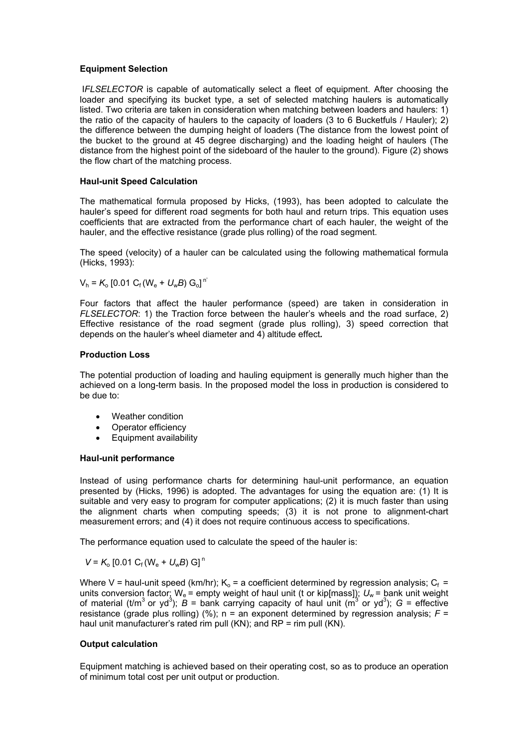### Equipment Selection

*IFLSELECTOR* is capable of automatically select a fleet of equipment. After choosing the loader and specifying its bucket type, a set of selected matching haulers is automatically listed. Two criteria are taken in consideration when matching between loaders and haulers: 1) the ratio of the capacity of haulers to the capacity of loaders (3 to 6 Bucketfuls / Hauler); 2) the difference between the dumping height of loaders (The distance from the lowest point of the bucket to the ground at 45 degree discharging) and the loading height of haulers (The distance from the highest point of the sideboard of the hauler to the ground). Figure (2) shows the flow chart of the matching process.

### Haul-unit Speed Calculation

The mathematical formula proposed by Hicks, (1993), has been adopted to calculate the hauler's speed for different road segments for both haul and return trips. This equation uses coefficients that are extracted from the performance chart of each hauler, the weight of the hauler, and the effective resistance (grade plus rolling) of the road segment.

The speed (velocity) of a hauler can be calculated using the following mathematical formula (Hicks, 1993):

$$V_h = K_o\,[0.01\,C_f\,(W_e + U_w B)\,G_o]^{n'}$$

Four factors that affect the hauler performance (speed) are taken in consideration in *FLSELECTOR*: 1) the Traction force between the hauler's wheels and the road surface, 2) Effective resistance of the road segment (grade plus rolling), 3) speed correction that depends on the hauler's wheel diameter and 4) altitude effect**.**

### Production Loss

The potential production of loading and hauling equipment is generally much higher than the achieved on a long-term basis. In the proposed model the loss in production is considered to be due to:

- Weather condition
- Operator efficiency
- Equipment availability

### Haul-unit performance

Instead of using performance charts for determining haul-unit performance, an equation presented by (Hicks, 1996) is adopted. The advantages for using the equation are: (1) It is suitable and very easy to program for computer applications; (2) it is much faster than using the alignment charts when computing speeds; (3) it is not prone to alignment-chart measurement errors; and (4) it does not require continuous access to specifications.

The performance equation used to calculate the speed of the hauler is:

$$V = K_o\,[0.01\,C_f\,(W_e + U_w B)\,G]^{n}$$

Where V = haul-unit speed (km/hr); $K_o$ = a coefficient determined by regression analysis; $C_f$ = units conversion factor; $W_e$ = empty weight of haul unit (t or kip[mass]); $U_w$ = bank unit weight of material (t/m$^3$ or yd$^3$); $B$ = bank carrying capacity of haul unit (m$^3$ or yd$^3$); $G$ = effective resistance (grade plus rolling) (%); n = an exponent determined by regression analysis; $F$ = haul unit manufacturer's rated rim pull (KN); and RP = rim pull (KN).

### Output calculation

Equipment matching is achieved based on their operating cost, so as to produce an operation of minimum total cost per unit output or production.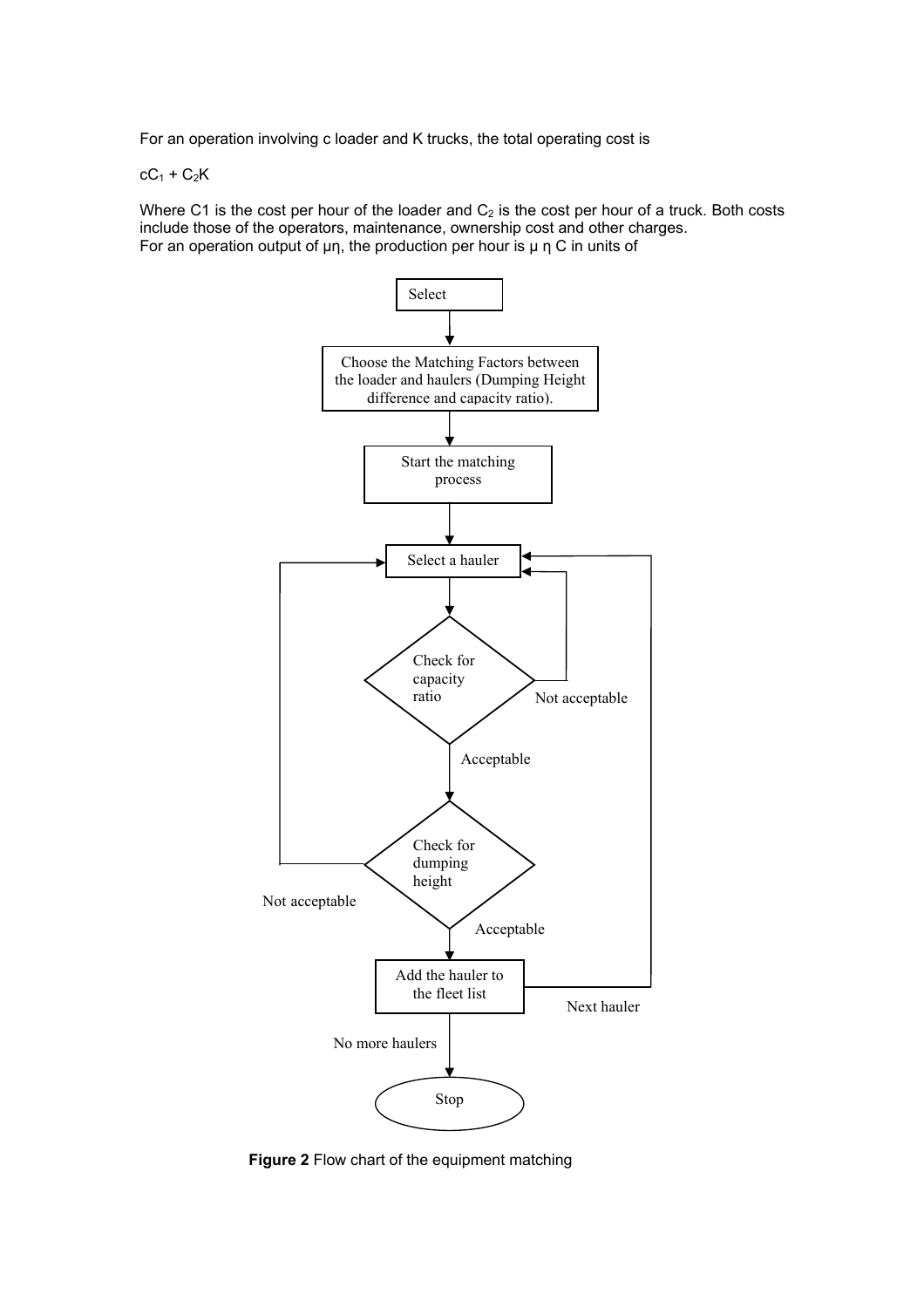For an operation involving c loader and K trucks, the total operating cost is

$$cC_1 + C_2K$$

Where C1 is the cost per hour of the loader and $C_2$ is the cost per hour of a truck. Both costs include those of the operators, maintenance, ownership cost and other charges.
For an operation output of μη, the production per hour is μ η C in units of

```
Select
  ↓
Choose the Matching Factors between the loader and haulers (Dumping Height difference and capacity ratio).
  ↓
Start the matching process
  ↓
Select a hauler  ←──────────────────────────────────────────┐
  ↓                                                          │
Check for capacity ratio ── Not acceptable ──→ Select a hauler
  ↓ Acceptable                                               │
Check for dumping height ── Not acceptable ──→ Select a hauler
  ↓ Acceptable                                               │
Add the hauler to the fleet list ── Next hauler ─────────────┘
  ↓ No more haulers
Stop
```

**Figure 2** Flow chart of the equipment matching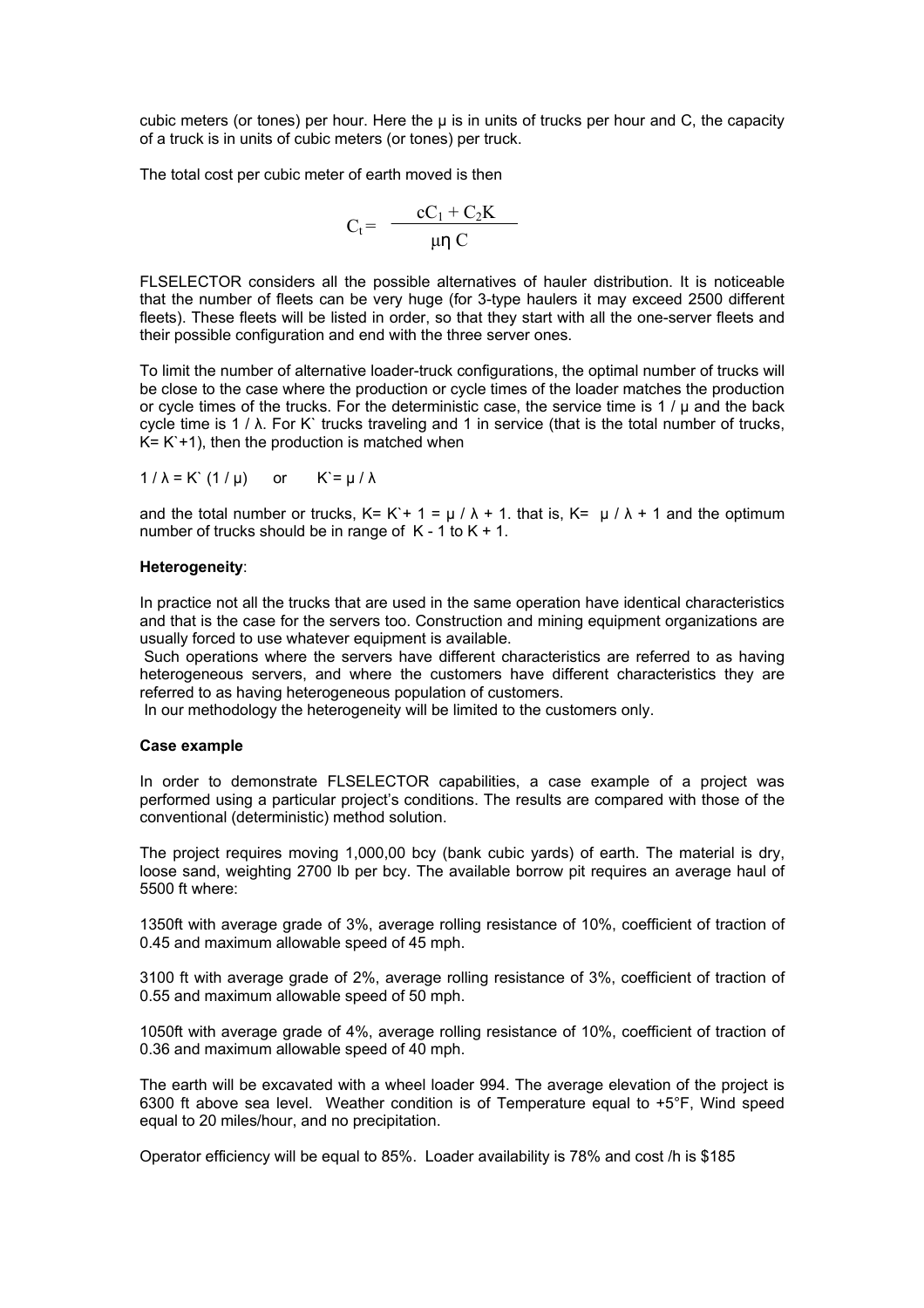cubic meters (or tones) per hour. Here the $\mu$ is in units of trucks per hour and C, the capacity of a truck is in units of cubic meters (or tones) per truck.

The total cost per cubic meter of earth moved is then

$$C_t = \frac{cC_1 + C_2K}{\mu\eta\, C}$$

FLSELECTOR considers all the possible alternatives of hauler distribution. It is noticeable that the number of fleets can be very huge (for 3-type haulers it may exceed 2500 different fleets). These fleets will be listed in order, so that they start with all the one-server fleets and their possible configuration and end with the three server ones.

To limit the number of alternative loader-truck configurations, the optimal number of trucks will be close to the case where the production or cycle times of the loader matches the production or cycle times of the trucks. For the deterministic case, the service time is $1 / \mu$ and the back cycle time is $1 / \lambda$. For K` trucks traveling and 1 in service (that is the total number of trucks, K= K`+1), then the production is matched when

$1 / \lambda = K` (1 / \mu)$ or $K` = \mu / \lambda$

and the total number or trucks, $K= K`+ 1 = \mu / \lambda + 1$. that is, $K= \mu / \lambda + 1$ and the optimum number of trucks should be in range of $K - 1$ to $K + 1$.

**Heterogeneity**:

In practice not all the trucks that are used in the same operation have identical characteristics and that is the case for the servers too. Construction and mining equipment organizations are usually forced to use whatever equipment is available.

Such operations where the servers have different characteristics are referred to as having heterogeneous servers, and where the customers have different characteristics they are referred to as having heterogeneous population of customers.

In our methodology the heterogeneity will be limited to the customers only.

**Case example**

In order to demonstrate FLSELECTOR capabilities, a case example of a project was performed using a particular project's conditions. The results are compared with those of the conventional (deterministic) method solution.

The project requires moving 1,000,00 bcy (bank cubic yards) of earth. The material is dry, loose sand, weighting 2700 lb per bcy. The available borrow pit requires an average haul of 5500 ft where:

1350ft with average grade of 3%, average rolling resistance of 10%, coefficient of traction of 0.45 and maximum allowable speed of 45 mph.

3100 ft with average grade of 2%, average rolling resistance of 3%, coefficient of traction of 0.55 and maximum allowable speed of 50 mph.

1050ft with average grade of 4%, average rolling resistance of 10%, coefficient of traction of 0.36 and maximum allowable speed of 40 mph.

The earth will be excavated with a wheel loader 994. The average elevation of the project is 6300 ft above sea level. Weather condition is of Temperature equal to +5°F, Wind speed equal to 20 miles/hour, and no precipitation.

Operator efficiency will be equal to 85%. Loader availability is 78% and cost /h is $185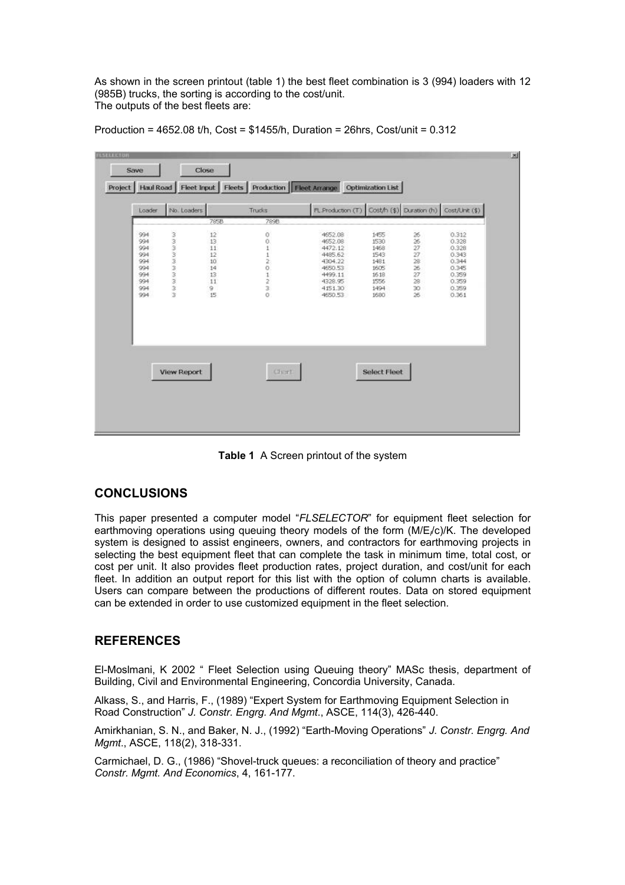As shown in the screen printout (table 1) the best fleet combination is 3 (994) loaders with 12 (985B) trucks, the sorting is according to the cost/unit.
The outputs of the best fleets are:

Production = 4652.08 t/h, Cost = $1455/h, Duration = 26hrs, Cost/unit = 0.312

| Loader | No. Loaders | Trucks | | FL.Production (T) | Cost/h ($) | Duration (h) | Cost/Unit ($) |
|---|---|---|---|---|---|---|---|
| | | 785B | 789B | | | | |
| 994 | 3 | 12 | 0 | 4652.08 | 1455 | 26 | 0.312 |
| 994 | 3 | 13 | 0 | 4652.08 | 1530 | 26 | 0.328 |
| 994 | 3 | 11 | 1 | 4472.12 | 1468 | 27 | 0.328 |
| 994 | 3 | 12 | 1 | 4485.62 | 1543 | 27 | 0.343 |
| 994 | 3 | 10 | 2 | 4304.22 | 1481 | 28 | 0.344 |
| 994 | 3 | 14 | 0 | 4650.53 | 1605 | 26 | 0.345 |
| 994 | 3 | 13 | 1 | 4499.11 | 1618 | 27 | 0.359 |
| 994 | 3 | 11 | 2 | 4328.95 | 1556 | 28 | 0.359 |
| 994 | 3 | 9 | 3 | 4151.30 | 1494 | 30 | 0.359 |
| 994 | 3 | 15 | 0 | 4650.53 | 1680 | 26 | 0.361 |

**Table 1** A Screen printout of the system

## CONCLUSIONS

This paper presented a computer model "*FLSELECTOR*" for equipment fleet selection for earthmoving operations using queuing theory models of the form $(M/E_i/c)/K$. The developed system is designed to assist engineers, owners, and contractors for earthmoving projects in selecting the best equipment fleet that can complete the task in minimum time, total cost, or cost per unit. It also provides fleet production rates, project duration, and cost/unit for each fleet. In addition an output report for this list with the option of column charts is available. Users can compare between the productions of different routes. Data on stored equipment can be extended in order to use customized equipment in the fleet selection.

## REFERENCES

El-Moslmani, K 2002 " Fleet Selection using Queuing theory" MASc thesis, department of Building, Civil and Environmental Engineering, Concordia University, Canada.

Alkass, S., and Harris, F., (1989) "Expert System for Earthmoving Equipment Selection in Road Construction" *J. Constr. Engrg. And Mgmt*., ASCE, 114(3), 426-440.

Amirkhanian, S. N., and Baker, N. J., (1992) "Earth-Moving Operations" *J. Constr. Engrg. And Mgmt*., ASCE, 118(2), 318-331.

Carmichael, D. G., (1986) "Shovel-truck queues: a reconciliation of theory and practice" *Constr. Mgmt. And Economics*, 4, 161-177.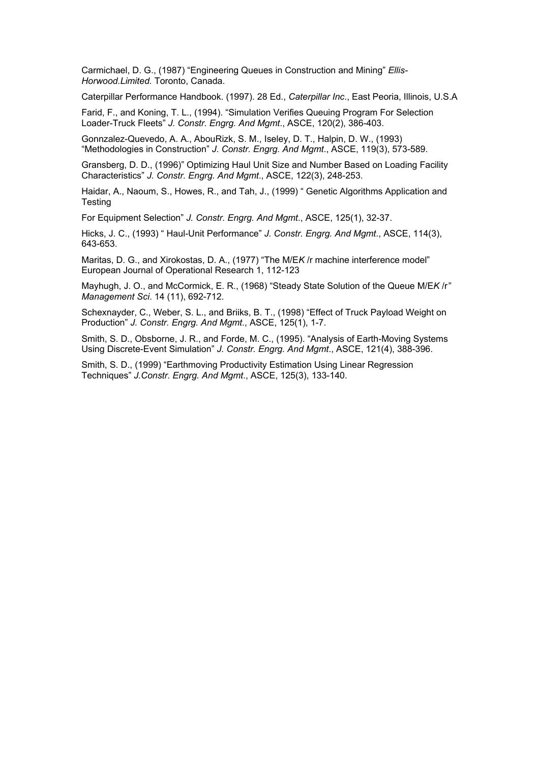Carmichael, D. G., (1987) "Engineering Queues in Construction and Mining" *Ellis-Horwood.Limited.* Toronto, Canada.

Caterpillar Performance Handbook. (1997). 28 Ed., *Caterpillar Inc*., East Peoria, Illinois, U.S.A

Farid, F., and Koning, T. L., (1994). "Simulation Verifies Queuing Program For Selection Loader-Truck Fleets" *J. Constr. Engrg. And Mgmt*., ASCE, 120(2), 386-403.

Gonnzalez-Quevedo, A. A., AbouRizk, S. M., Iseley, D. T., Halpin, D. W., (1993) "Methodologies in Construction" *J. Constr. Engrg. And Mgmt*., ASCE, 119(3), 573-589.

Gransberg, D. D., (1996)" Optimizing Haul Unit Size and Number Based on Loading Facility Characteristics" *J. Constr. Engrg. And Mgmt*., ASCE, 122(3), 248-253.

Haidar, A., Naoum, S., Howes, R., and Tah, J., (1999) " Genetic Algorithms Application and Testing

For Equipment Selection" *J. Constr. Engrg. And Mgmt*., ASCE, 125(1), 32-37.

Hicks, J. C., (1993) " Haul-Unit Performance" *J. Constr. Engrg. And Mgmt*., ASCE, 114(3), 643-653.

Maritas, D. G., and Xirokostas, D. A., (1977) "The M/E*K* /r machine interference model" European Journal of Operational Research 1, 112-123

Mayhugh, J. O., and McCormick, E. R., (1968) "Steady State Solution of the Queue M/E*K* /r*"* *Management Sci*. 14 (11), 692-712.

Schexnayder, C., Weber, S. L., and Briiks, B. T., (1998) "Effect of Truck Payload Weight on Production" *J. Constr. Engrg. And Mgmt*., ASCE, 125(1), 1-7.

Smith, S. D., Obsborne, J. R., and Forde, M. C., (1995). "Analysis of Earth-Moving Systems Using Discrete-Event Simulation" *J. Constr. Engrg. And Mgmt*., ASCE, 121(4), 388-396.

Smith, S. D., (1999) "Earthmoving Productivity Estimation Using Linear Regression Techniques" *J.Constr. Engrg. And Mgmt*., ASCE, 125(3), 133-140.